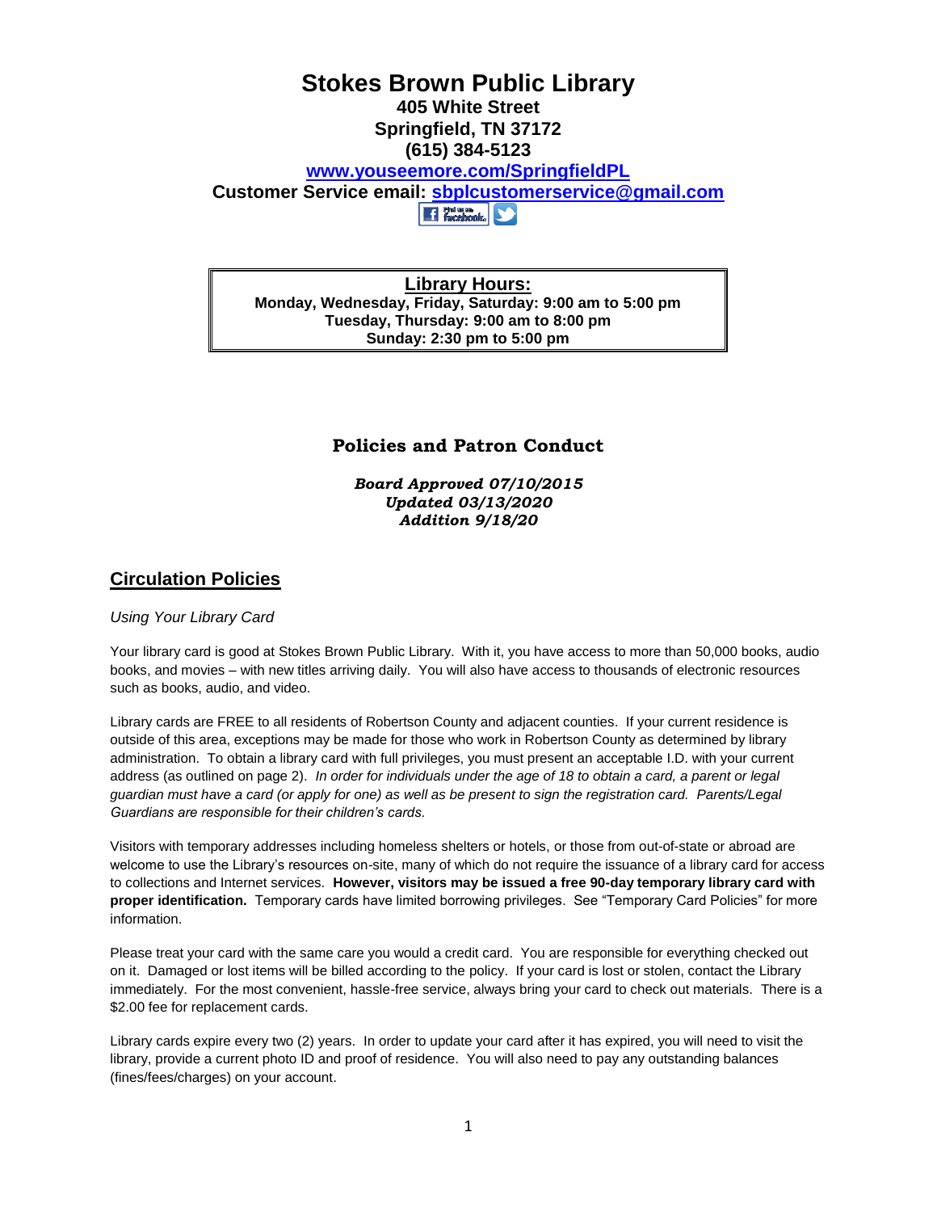# Stokes Brown Public Library

**405 White Street**
**Springfield, TN 37172**
**(615) 384-5123**

**[www.youseemore.com/SpringfieldPL](www.youseemore.com/SpringfieldPL)**

**Customer Service email: [sbplcustomerservice@gmail.com](mailto:sbplcustomerservice@gmail.com)**

| **Library Hours:** |
| --- |
| **Monday, Wednesday, Friday, Saturday: 9:00 am to 5:00 pm** |
| **Tuesday, Thursday: 9:00 am to 8:00 pm** |
| **Sunday: 2:30 pm to 5:00 pm** |

## Policies and Patron Conduct

***Board Approved 07/10/2015***
***Updated 03/13/2020***
***Addition 9/18/20***

## Circulation Policies

*Using Your Library Card*

Your library card is good at Stokes Brown Public Library. With it, you have access to more than 50,000 books, audio books, and movies – with new titles arriving daily. You will also have access to thousands of electronic resources such as books, audio, and video.

Library cards are FREE to all residents of Robertson County and adjacent counties. If your current residence is outside of this area, exceptions may be made for those who work in Robertson County as determined by library administration. To obtain a library card with full privileges, you must present an acceptable I.D. with your current address (as outlined on page 2). *In order for individuals under the age of 18 to obtain a card, a parent or legal guardian must have a card (or apply for one) as well as be present to sign the registration card. Parents/Legal Guardians are responsible for their children's cards.*

Visitors with temporary addresses including homeless shelters or hotels, or those from out-of-state or abroad are welcome to use the Library's resources on-site, many of which do not require the issuance of a library card for access to collections and Internet services. **However, visitors may be issued a free 90-day temporary library card with proper identification.** Temporary cards have limited borrowing privileges. See "Temporary Card Policies" for more information.

Please treat your card with the same care you would a credit card. You are responsible for everything checked out on it. Damaged or lost items will be billed according to the policy. If your card is lost or stolen, contact the Library immediately. For the most convenient, hassle-free service, always bring your card to check out materials. There is a $2.00 fee for replacement cards.

Library cards expire every two (2) years. In order to update your card after it has expired, you will need to visit the library, provide a current photo ID and proof of residence. You will also need to pay any outstanding balances (fines/fees/charges) on your account.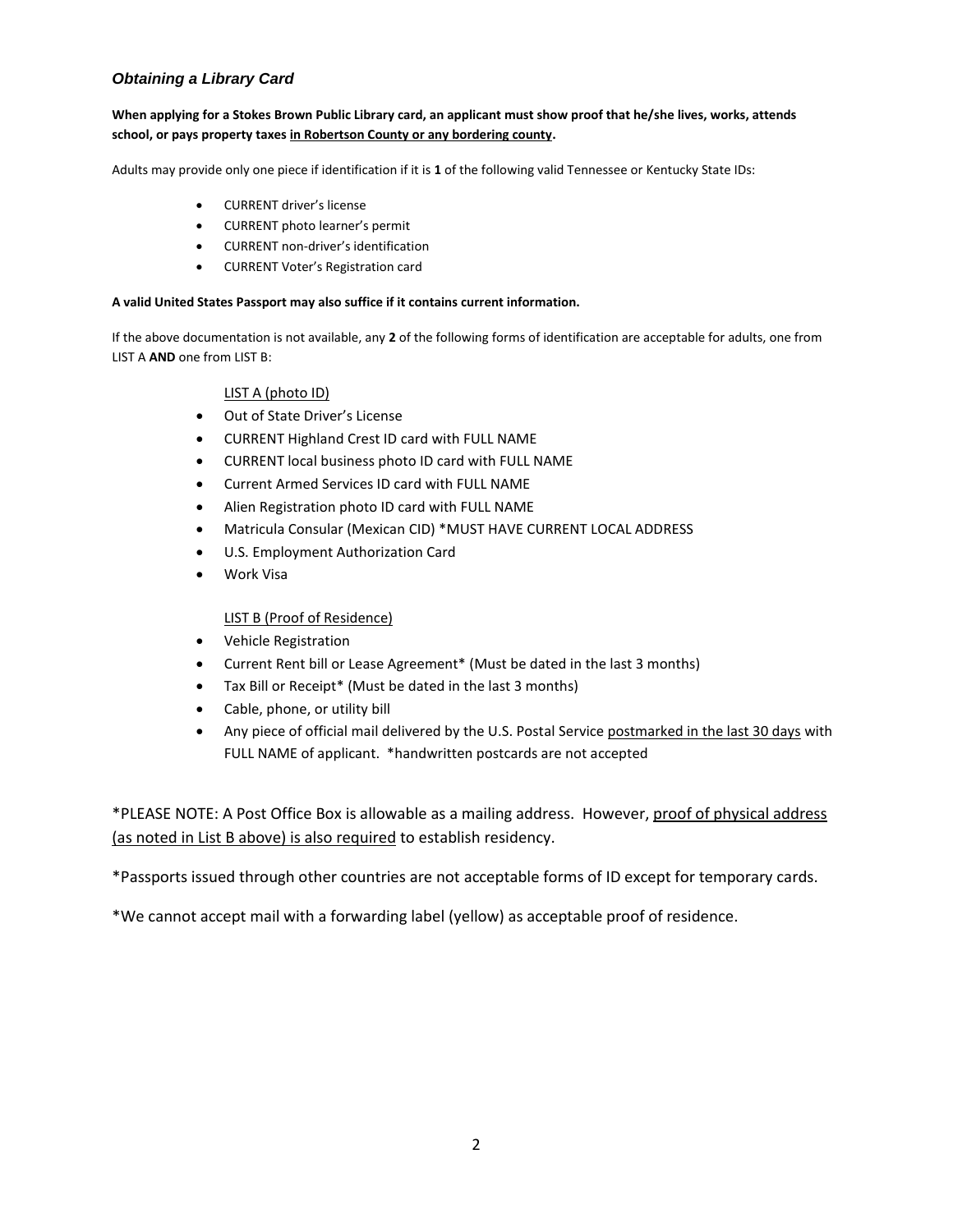### *Obtaining a Library Card*

**When applying for a Stokes Brown Public Library card, an applicant must show proof that he/she lives, works, attends school, or pays property taxes <u>in Robertson County or any bordering county</u>.**

Adults may provide only one piece if identification if it is **1** of the following valid Tennessee or Kentucky State IDs:

- CURRENT driver's license
- CURRENT photo learner's permit
- CURRENT non-driver's identification
- CURRENT Voter's Registration card

**A valid United States Passport may also suffice if it contains current information.**

If the above documentation is not available, any **2** of the following forms of identification are acceptable for adults, one from LIST A **AND** one from LIST B:

<u>LIST A (photo ID)</u>

- Out of State Driver's License
- CURRENT Highland Crest ID card with FULL NAME
- CURRENT local business photo ID card with FULL NAME
- Current Armed Services ID card with FULL NAME
- Alien Registration photo ID card with FULL NAME
- Matricula Consular (Mexican CID) *MUST HAVE CURRENT LOCAL ADDRESS
- U.S. Employment Authorization Card
- Work Visa

<u>LIST B (Proof of Residence)</u>

- Vehicle Registration
- Current Rent bill or Lease Agreement* (Must be dated in the last 3 months)
- Tax Bill or Receipt* (Must be dated in the last 3 months)
- Cable, phone, or utility bill
- Any piece of official mail delivered by the U.S. Postal Service <u>postmarked in the last 30 days</u> with FULL NAME of applicant. *handwritten postcards are not accepted

*PLEASE NOTE: A Post Office Box is allowable as a mailing address. However, <u>proof of physical address (as noted in List B above) is also required</u> to establish residency.

*Passports issued through other countries are not acceptable forms of ID except for temporary cards.

*We cannot accept mail with a forwarding label (yellow) as acceptable proof of residence.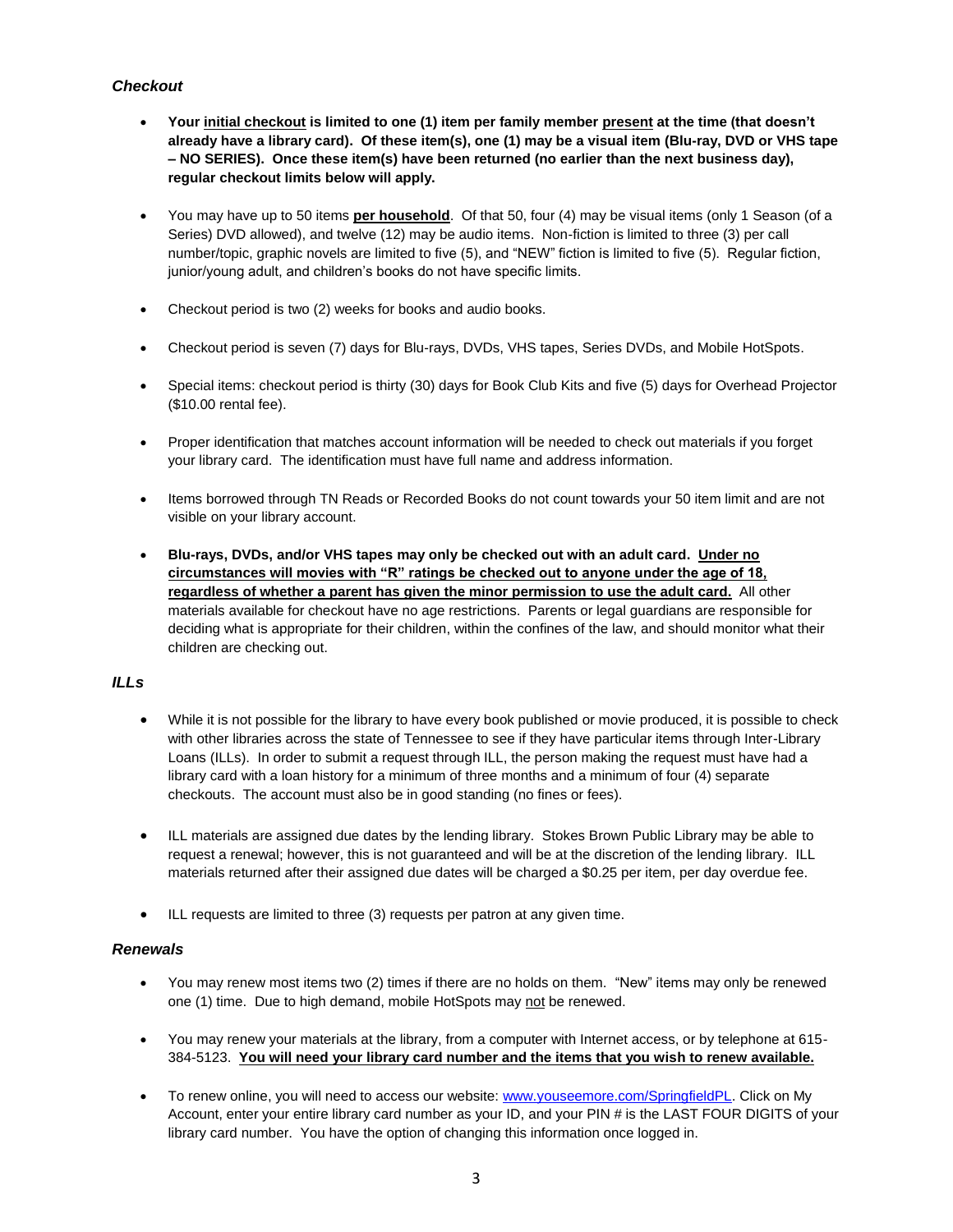### *Checkout*

- **Your <u>initial checkout</u> is limited to one (1) item per family member <u>present</u> at the time (that doesn't already have a library card). Of these item(s), one (1) may be a visual item (Blu-ray, DVD or VHS tape – NO SERIES). Once these item(s) have been returned (no earlier than the next business day), regular checkout limits below will apply.**

- You may have up to 50 items **<u>per household</u>**. Of that 50, four (4) may be visual items (only 1 Season (of a Series) DVD allowed), and twelve (12) may be audio items. Non-fiction is limited to three (3) per call number/topic, graphic novels are limited to five (5), and "NEW" fiction is limited to five (5). Regular fiction, junior/young adult, and children's books do not have specific limits.

- Checkout period is two (2) weeks for books and audio books.

- Checkout period is seven (7) days for Blu-rays, DVDs, VHS tapes, Series DVDs, and Mobile HotSpots.

- Special items: checkout period is thirty (30) days for Book Club Kits and five (5) days for Overhead Projector ($10.00 rental fee).

- Proper identification that matches account information will be needed to check out materials if you forget your library card. The identification must have full name and address information.

- Items borrowed through TN Reads or Recorded Books do not count towards your 50 item limit and are not visible on your library account.

- **Blu-rays, DVDs, and/or VHS tapes may only be checked out with an adult card. <u>Under no circumstances will movies with "R" ratings be checked out to anyone under the age of 18, regardless of whether a parent has given the minor permission to use the adult card.</u>** All other materials available for checkout have no age restrictions. Parents or legal guardians are responsible for deciding what is appropriate for their children, within the confines of the law, and should monitor what their children are checking out.

### *ILLs*

- While it is not possible for the library to have every book published or movie produced, it is possible to check with other libraries across the state of Tennessee to see if they have particular items through Inter-Library Loans (ILLs). In order to submit a request through ILL, the person making the request must have had a library card with a loan history for a minimum of three months and a minimum of four (4) separate checkouts. The account must also be in good standing (no fines or fees).

- ILL materials are assigned due dates by the lending library. Stokes Brown Public Library may be able to request a renewal; however, this is not guaranteed and will be at the discretion of the lending library. ILL materials returned after their assigned due dates will be charged a $0.25 per item, per day overdue fee.

- ILL requests are limited to three (3) requests per patron at any given time.

### *Renewals*

- You may renew most items two (2) times if there are no holds on them. "New" items may only be renewed one (1) time. Due to high demand, mobile HotSpots may <u>not</u> be renewed.

- You may renew your materials at the library, from a computer with Internet access, or by telephone at 615-384-5123. **<u>You will need your library card number and the items that you wish to renew available.</u>**

- To renew online, you will need to access our website: [www.youseemore.com/SpringfieldPL](www.youseemore.com/SpringfieldPL). Click on My Account, enter your entire library card number as your ID, and your PIN # is the LAST FOUR DIGITS of your library card number. You have the option of changing this information once logged in.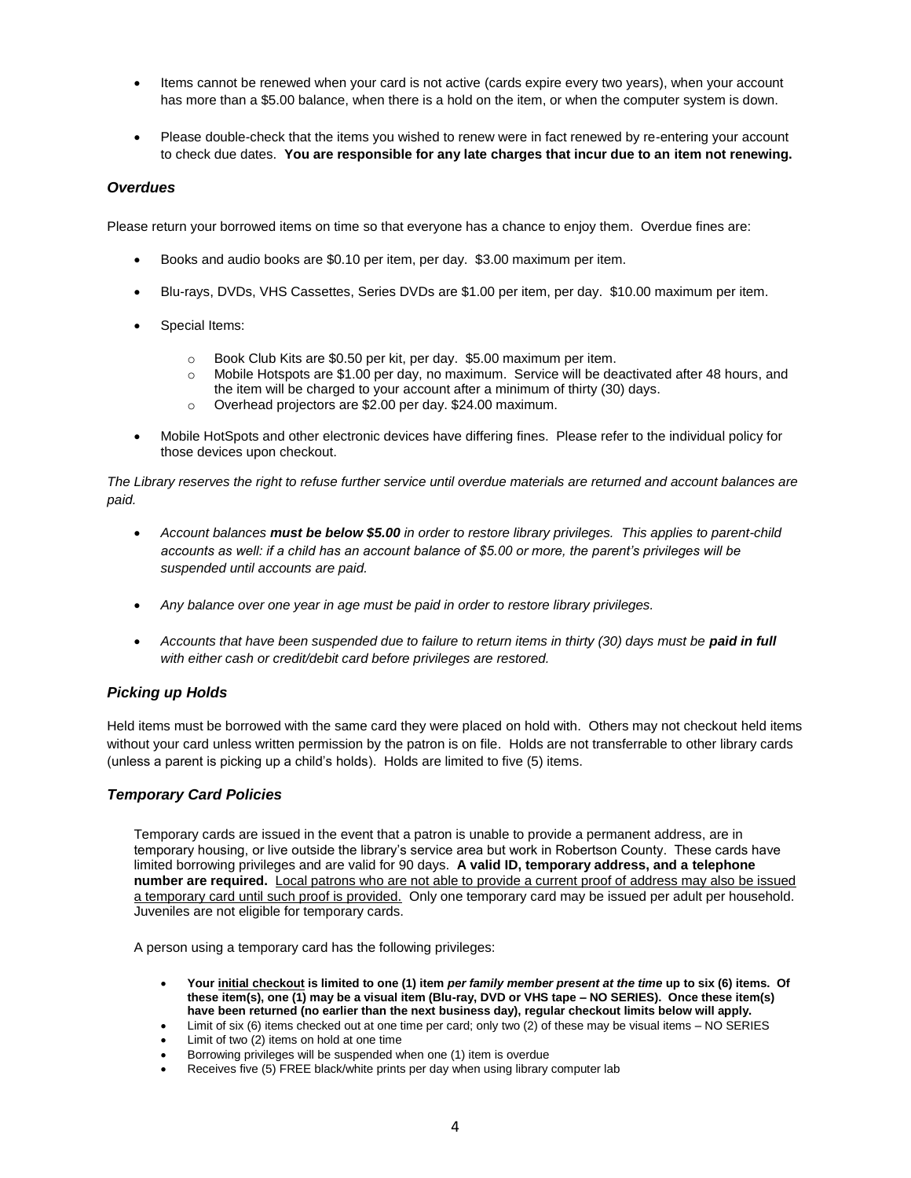- Items cannot be renewed when your card is not active (cards expire every two years), when your account has more than a $5.00 balance, when there is a hold on the item, or when the computer system is down.

- Please double-check that the items you wished to renew were in fact renewed by re-entering your account to check due dates. **You are responsible for any late charges that incur due to an item not renewing.**

### *Overdues*

Please return your borrowed items on time so that everyone has a chance to enjoy them. Overdue fines are:

- Books and audio books are $0.10 per item, per day. $3.00 maximum per item.

- Blu-rays, DVDs, VHS Cassettes, Series DVDs are $1.00 per item, per day. $10.00 maximum per item.

- Special Items:

    - Book Club Kits are $0.50 per kit, per day. $5.00 maximum per item.
    - Mobile Hotspots are $1.00 per day, no maximum. Service will be deactivated after 48 hours, and the item will be charged to your account after a minimum of thirty (30) days.
    - Overhead projectors are $2.00 per day. $24.00 maximum.

- Mobile HotSpots and other electronic devices have differing fines. Please refer to the individual policy for those devices upon checkout.

*The Library reserves the right to refuse further service until overdue materials are returned and account balances are paid.*

- *Account balances **must be below $5.00** in order to restore library privileges. This applies to parent-child accounts as well: if a child has an account balance of $5.00 or more, the parent's privileges will be suspended until accounts are paid.*

- *Any balance over one year in age must be paid in order to restore library privileges.*

- *Accounts that have been suspended due to failure to return items in thirty (30) days must be **paid in full** with either cash or credit/debit card before privileges are restored.*

### *Picking up Holds*

Held items must be borrowed with the same card they were placed on hold with. Others may not checkout held items without your card unless written permission by the patron is on file. Holds are not transferrable to other library cards (unless a parent is picking up a child's holds). Holds are limited to five (5) items.

### *Temporary Card Policies*

Temporary cards are issued in the event that a patron is unable to provide a permanent address, are in temporary housing, or live outside the library's service area but work in Robertson County. These cards have limited borrowing privileges and are valid for 90 days. **A valid ID, temporary address, and a telephone number are required.** <u>Local patrons who are not able to provide a current proof of address may also be issued a temporary card until such proof is provided.</u> Only one temporary card may be issued per adult per household. Juveniles are not eligible for temporary cards.

A person using a temporary card has the following privileges:

- **Your <u>initial checkout</u> is limited to one (1) item *per family member present at the time* up to six (6) items. Of these item(s), one (1) may be a visual item (Blu-ray, DVD or VHS tape – NO SERIES). Once these item(s) have been returned (no earlier than the next business day), regular checkout limits below will apply.**
- Limit of six (6) items checked out at one time per card; only two (2) of these may be visual items – NO SERIES
- Limit of two (2) items on hold at one time
- Borrowing privileges will be suspended when one (1) item is overdue
- Receives five (5) FREE black/white prints per day when using library computer lab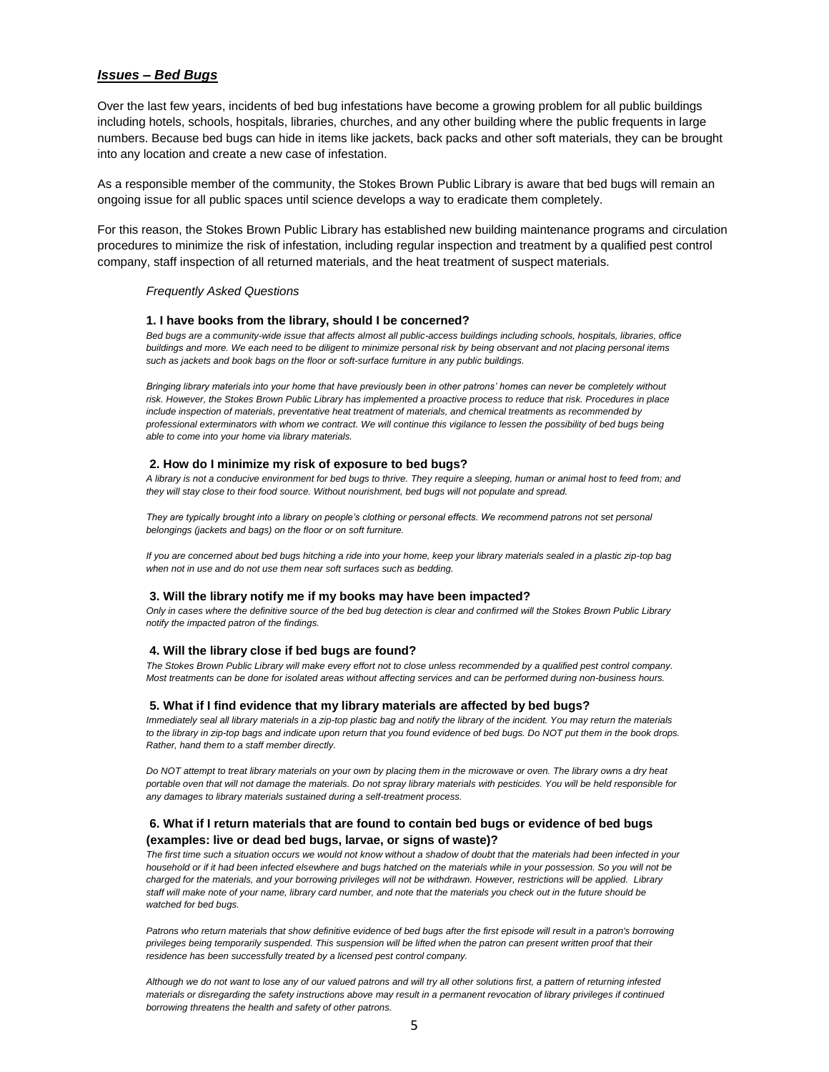## ***Issues – Bed Bugs***

Over the last few years, incidents of bed bug infestations have become a growing problem for all public buildings including hotels, schools, hospitals, libraries, churches, and any other building where the public frequents in large numbers. Because bed bugs can hide in items like jackets, back packs and other soft materials, they can be brought into any location and create a new case of infestation.

As a responsible member of the community, the Stokes Brown Public Library is aware that bed bugs will remain an ongoing issue for all public spaces until science develops a way to eradicate them completely.

For this reason, the Stokes Brown Public Library has established new building maintenance programs and circulation procedures to minimize the risk of infestation, including regular inspection and treatment by a qualified pest control company, staff inspection of all returned materials, and the heat treatment of suspect materials.

*Frequently Asked Questions*

### 1. I have books from the library, should I be concerned?

*Bed bugs are a community-wide issue that affects almost all public-access buildings including schools, hospitals, libraries, office buildings and more. We each need to be diligent to minimize personal risk by being observant and not placing personal items such as jackets and book bags on the floor or soft-surface furniture in any public buildings.*

*Bringing library materials into your home that have previously been in other patrons' homes can never be completely without risk. However, the Stokes Brown Public Library has implemented a proactive process to reduce that risk. Procedures in place include inspection of materials, preventative heat treatment of materials, and chemical treatments as recommended by professional exterminators with whom we contract. We will continue this vigilance to lessen the possibility of bed bugs being able to come into your home via library materials.*

### 2. How do I minimize my risk of exposure to bed bugs?

*A library is not a conducive environment for bed bugs to thrive. They require a sleeping, human or animal host to feed from; and they will stay close to their food source. Without nourishment, bed bugs will not populate and spread.*

*They are typically brought into a library on people's clothing or personal effects. We recommend patrons not set personal belongings (jackets and bags) on the floor or on soft furniture.*

*If you are concerned about bed bugs hitching a ride into your home, keep your library materials sealed in a plastic zip-top bag when not in use and do not use them near soft surfaces such as bedding.*

### 3. Will the library notify me if my books may have been impacted?

*Only in cases where the definitive source of the bed bug detection is clear and confirmed will the Stokes Brown Public Library notify the impacted patron of the findings.*

### 4. Will the library close if bed bugs are found?

*The Stokes Brown Public Library will make every effort not to close unless recommended by a qualified pest control company. Most treatments can be done for isolated areas without affecting services and can be performed during non-business hours.*

### 5. What if I find evidence that my library materials are affected by bed bugs?

*Immediately seal all library materials in a zip-top plastic bag and notify the library of the incident. You may return the materials to the library in zip-top bags and indicate upon return that you found evidence of bed bugs. Do NOT put them in the book drops. Rather, hand them to a staff member directly.*

*Do NOT attempt to treat library materials on your own by placing them in the microwave or oven. The library owns a dry heat portable oven that will not damage the materials. Do not spray library materials with pesticides. You will be held responsible for any damages to library materials sustained during a self-treatment process.*

### 6. What if I return materials that are found to contain bed bugs or evidence of bed bugs (examples: live or dead bed bugs, larvae, or signs of waste)?

*The first time such a situation occurs we would not know without a shadow of doubt that the materials had been infected in your household or if it had been infected elsewhere and bugs hatched on the materials while in your possession. So you will not be charged for the materials, and your borrowing privileges will not be withdrawn. However, restrictions will be applied. Library staff will make note of your name, library card number, and note that the materials you check out in the future should be watched for bed bugs.*

*Patrons who return materials that show definitive evidence of bed bugs after the first episode will result in a patron's borrowing privileges being temporarily suspended. This suspension will be lifted when the patron can present written proof that their residence has been successfully treated by a licensed pest control company.*

*Although we do not want to lose any of our valued patrons and will try all other solutions first, a pattern of returning infested materials or disregarding the safety instructions above may result in a permanent revocation of library privileges if continued borrowing threatens the health and safety of other patrons.*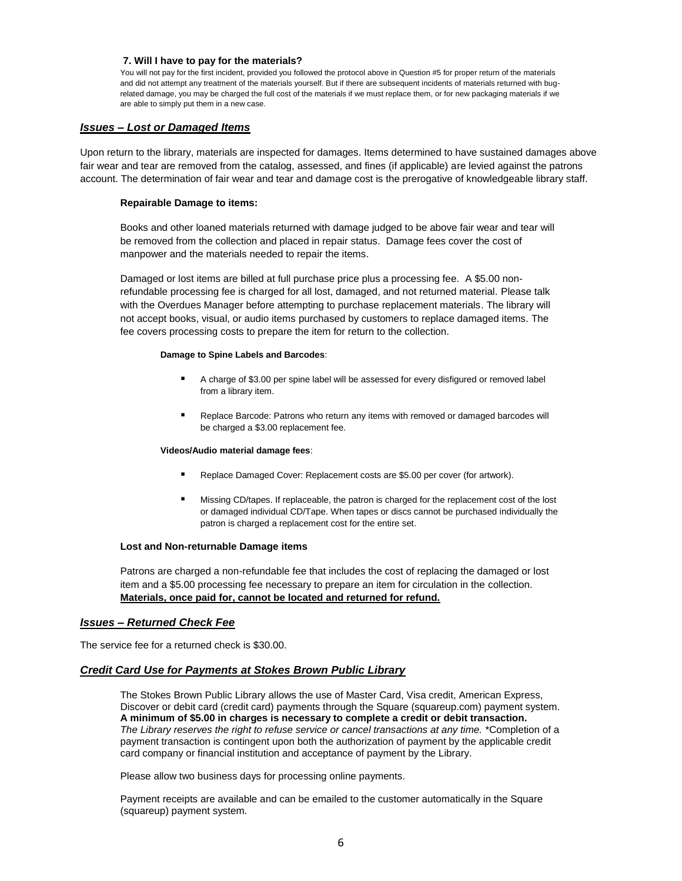### 7. Will I have to pay for the materials?

You will not pay for the first incident, provided you followed the protocol above in Question #5 for proper return of the materials and did not attempt any treatment of the materials yourself. But if there are subsequent incidents of materials returned with bug-related damage, you may be charged the full cost of the materials if we must replace them, or for new packaging materials if we are able to simply put them in a new case.

## ***Issues – Lost or Damaged Items***

Upon return to the library, materials are inspected for damages. Items determined to have sustained damages above fair wear and tear are removed from the catalog, assessed, and fines (if applicable) are levied against the patrons account. The determination of fair wear and tear and damage cost is the prerogative of knowledgeable library staff.

### Repairable Damage to items:

Books and other loaned materials returned with damage judged to be above fair wear and tear will be removed from the collection and placed in repair status. Damage fees cover the cost of manpower and the materials needed to repair the items.

Damaged or lost items are billed at full purchase price plus a processing fee. A $5.00 non-refundable processing fee is charged for all lost, damaged, and not returned material. Please talk with the Overdues Manager before attempting to purchase replacement materials. The library will not accept books, visual, or audio items purchased by customers to replace damaged items. The fee covers processing costs to prepare the item for return to the collection.

#### Damage to Spine Labels and Barcodes:

- A charge of $3.00 per spine label will be assessed for every disfigured or removed label from a library item.
- Replace Barcode: Patrons who return any items with removed or damaged barcodes will be charged a $3.00 replacement fee.

#### Videos/Audio material damage fees:

- Replace Damaged Cover: Replacement costs are $5.00 per cover (for artwork).
- Missing CD/tapes. If replaceable, the patron is charged for the replacement cost of the lost or damaged individual CD/Tape. When tapes or discs cannot be purchased individually the patron is charged a replacement cost for the entire set.

### Lost and Non-returnable Damage items

Patrons are charged a non-refundable fee that includes the cost of replacing the damaged or lost item and a $5.00 processing fee necessary to prepare an item for circulation in the collection. **Materials, once paid for, cannot be located and returned for refund.**

## ***Issues – Returned Check Fee***

The service fee for a returned check is $30.00.

## ***Credit Card Use for Payments at Stokes Brown Public Library***

The Stokes Brown Public Library allows the use of Master Card, Visa credit, American Express, Discover or debit card (credit card) payments through the Square (squareup.com) payment system. **A minimum of $5.00 in charges is necessary to complete a credit or debit transaction.** *The Library reserves the right to refuse service or cancel transactions at any time.* *Completion of a payment transaction is contingent upon both the authorization of payment by the applicable credit card company or financial institution and acceptance of payment by the Library.

Please allow two business days for processing online payments.

Payment receipts are available and can be emailed to the customer automatically in the Square (squareup) payment system.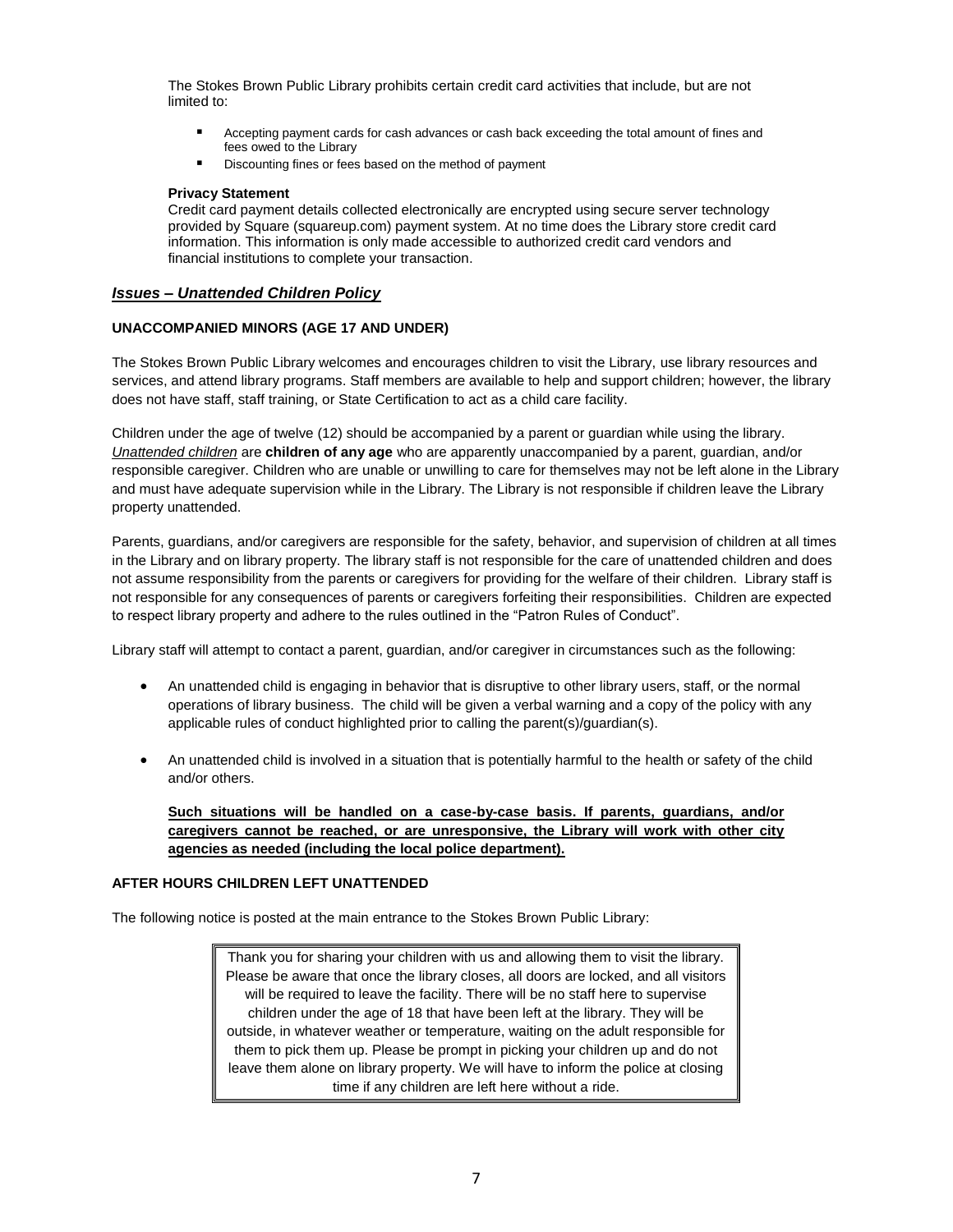The Stokes Brown Public Library prohibits certain credit card activities that include, but are not limited to:

- Accepting payment cards for cash advances or cash back exceeding the total amount of fines and fees owed to the Library
- Discounting fines or fees based on the method of payment

**Privacy Statement**

Credit card payment details collected electronically are encrypted using secure server technology provided by Square (squareup.com) payment system. At no time does the Library store credit card information. This information is only made accessible to authorized credit card vendors and financial institutions to complete your transaction.

## ***Issues – Unattended Children Policy***

**UNACCOMPANIED MINORS (AGE 17 AND UNDER)**

The Stokes Brown Public Library welcomes and encourages children to visit the Library, use library resources and services, and attend library programs. Staff members are available to help and support children; however, the library does not have staff, staff training, or State Certification to act as a child care facility.

Children under the age of twelve (12) should be accompanied by a parent or guardian while using the library. *Unattended children* are **children of any age** who are apparently unaccompanied by a parent, guardian, and/or responsible caregiver. Children who are unable or unwilling to care for themselves may not be left alone in the Library and must have adequate supervision while in the Library. The Library is not responsible if children leave the Library property unattended.

Parents, guardians, and/or caregivers are responsible for the safety, behavior, and supervision of children at all times in the Library and on library property. The library staff is not responsible for the care of unattended children and does not assume responsibility from the parents or caregivers for providing for the welfare of their children. Library staff is not responsible for any consequences of parents or caregivers forfeiting their responsibilities. Children are expected to respect library property and adhere to the rules outlined in the "Patron Rules of Conduct".

Library staff will attempt to contact a parent, guardian, and/or caregiver in circumstances such as the following:

- An unattended child is engaging in behavior that is disruptive to other library users, staff, or the normal operations of library business. The child will be given a verbal warning and a copy of the policy with any applicable rules of conduct highlighted prior to calling the parent(s)/guardian(s).
- An unattended child is involved in a situation that is potentially harmful to the health or safety of the child and/or others.

**Such situations will be handled on a case-by-case basis. If parents, guardians, and/or caregivers cannot be reached, or are unresponsive, the Library will work with other city agencies as needed (including the local police department).**

**AFTER HOURS CHILDREN LEFT UNATTENDED**

The following notice is posted at the main entrance to the Stokes Brown Public Library:

> Thank you for sharing your children with us and allowing them to visit the library. Please be aware that once the library closes, all doors are locked, and all visitors will be required to leave the facility. There will be no staff here to supervise children under the age of 18 that have been left at the library. They will be outside, in whatever weather or temperature, waiting on the adult responsible for them to pick them up. Please be prompt in picking your children up and do not leave them alone on library property. We will have to inform the police at closing time if any children are left here without a ride.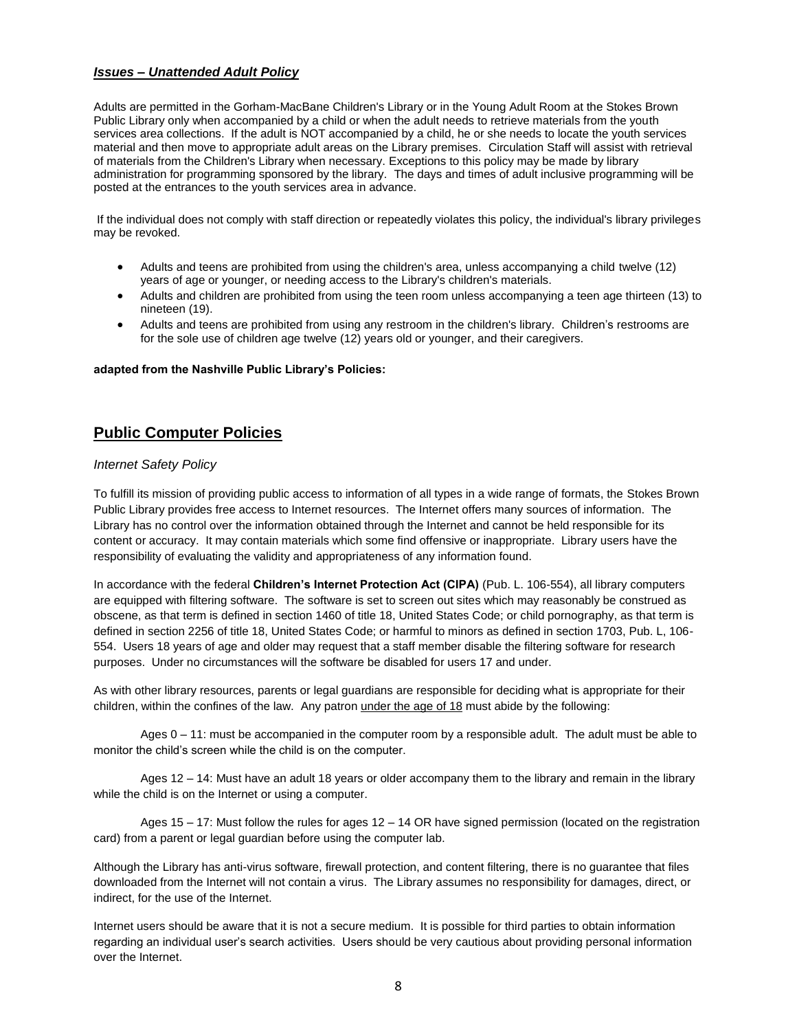***Issues – Unattended Adult Policy***

Adults are permitted in the Gorham-MacBane Children's Library or in the Young Adult Room at the Stokes Brown Public Library only when accompanied by a child or when the adult needs to retrieve materials from the youth services area collections. If the adult is NOT accompanied by a child, he or she needs to locate the youth services material and then move to appropriate adult areas on the Library premises. Circulation Staff will assist with retrieval of materials from the Children's Library when necessary. Exceptions to this policy may be made by library administration for programming sponsored by the library. The days and times of adult inclusive programming will be posted at the entrances to the youth services area in advance.

If the individual does not comply with staff direction or repeatedly violates this policy, the individual's library privileges may be revoked.

- Adults and teens are prohibited from using the children's area, unless accompanying a child twelve (12) years of age or younger, or needing access to the Library's children's materials.
- Adults and children are prohibited from using the teen room unless accompanying a teen age thirteen (13) to nineteen (19).
- Adults and teens are prohibited from using any restroom in the children's library. Children's restrooms are for the sole use of children age twelve (12) years old or younger, and their caregivers.

**adapted from the Nashville Public Library's Policies:**

## Public Computer Policies

*Internet Safety Policy*

To fulfill its mission of providing public access to information of all types in a wide range of formats, the Stokes Brown Public Library provides free access to Internet resources. The Internet offers many sources of information. The Library has no control over the information obtained through the Internet and cannot be held responsible for its content or accuracy. It may contain materials which some find offensive or inappropriate. Library users have the responsibility of evaluating the validity and appropriateness of any information found.

In accordance with the federal **Children's Internet Protection Act (CIPA)** (Pub. L. 106-554), all library computers are equipped with filtering software. The software is set to screen out sites which may reasonably be construed as obscene, as that term is defined in section 1460 of title 18, United States Code; or child pornography, as that term is defined in section 2256 of title 18, United States Code; or harmful to minors as defined in section 1703, Pub. L, 106-554. Users 18 years of age and older may request that a staff member disable the filtering software for research purposes. Under no circumstances will the software be disabled for users 17 and under.

As with other library resources, parents or legal guardians are responsible for deciding what is appropriate for their children, within the confines of the law. Any patron <u>under the age of 18</u> must abide by the following:

Ages 0 – 11: must be accompanied in the computer room by a responsible adult. The adult must be able to monitor the child's screen while the child is on the computer.

Ages 12 – 14: Must have an adult 18 years or older accompany them to the library and remain in the library while the child is on the Internet or using a computer.

Ages 15 – 17: Must follow the rules for ages 12 – 14 OR have signed permission (located on the registration card) from a parent or legal guardian before using the computer lab.

Although the Library has anti-virus software, firewall protection, and content filtering, there is no guarantee that files downloaded from the Internet will not contain a virus. The Library assumes no responsibility for damages, direct, or indirect, for the use of the Internet.

Internet users should be aware that it is not a secure medium. It is possible for third parties to obtain information regarding an individual user's search activities. Users should be very cautious about providing personal information over the Internet.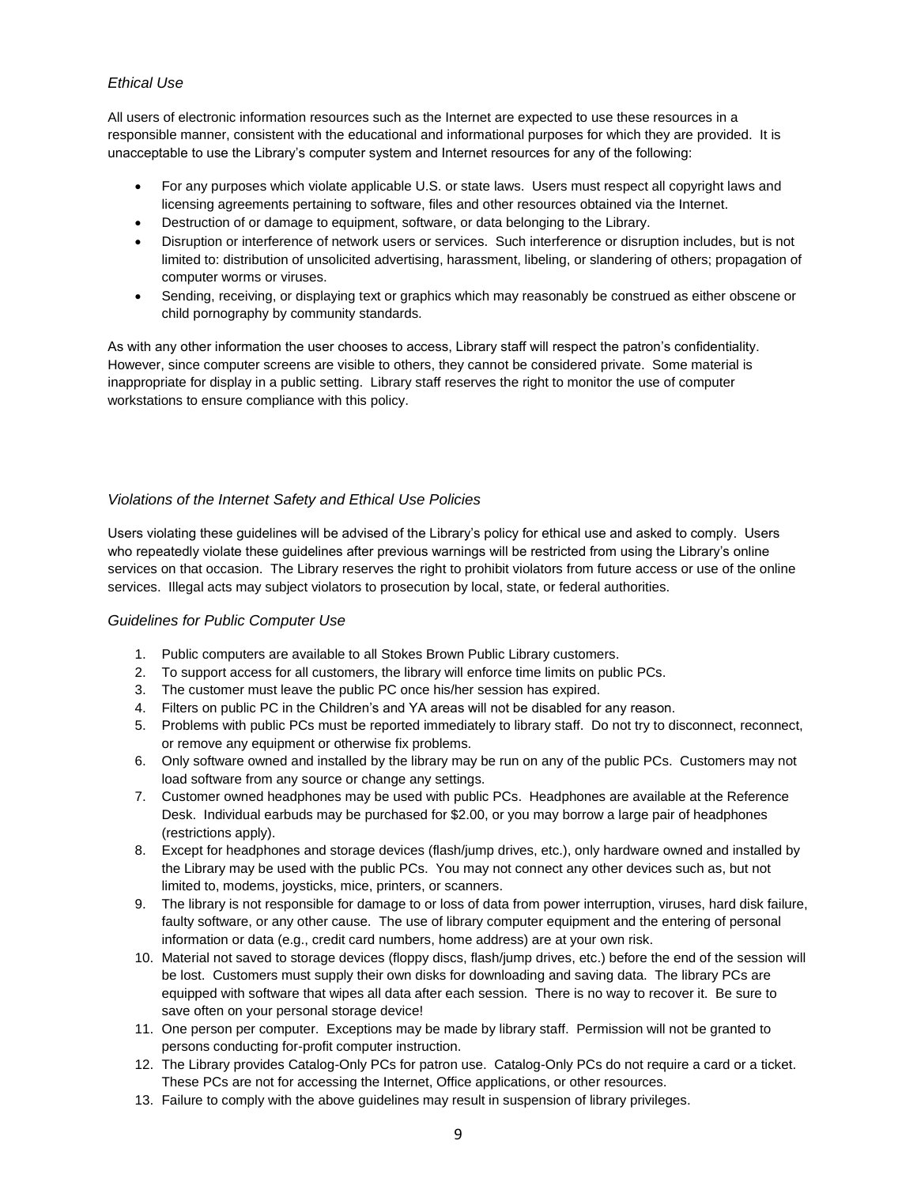### *Ethical Use*

All users of electronic information resources such as the Internet are expected to use these resources in a responsible manner, consistent with the educational and informational purposes for which they are provided. It is unacceptable to use the Library's computer system and Internet resources for any of the following:

- For any purposes which violate applicable U.S. or state laws. Users must respect all copyright laws and licensing agreements pertaining to software, files and other resources obtained via the Internet.
- Destruction of or damage to equipment, software, or data belonging to the Library.
- Disruption or interference of network users or services. Such interference or disruption includes, but is not limited to: distribution of unsolicited advertising, harassment, libeling, or slandering of others; propagation of computer worms or viruses.
- Sending, receiving, or displaying text or graphics which may reasonably be construed as either obscene or child pornography by community standards.

As with any other information the user chooses to access, Library staff will respect the patron's confidentiality. However, since computer screens are visible to others, they cannot be considered private. Some material is inappropriate for display in a public setting. Library staff reserves the right to monitor the use of computer workstations to ensure compliance with this policy.

### *Violations of the Internet Safety and Ethical Use Policies*

Users violating these guidelines will be advised of the Library's policy for ethical use and asked to comply. Users who repeatedly violate these guidelines after previous warnings will be restricted from using the Library's online services on that occasion. The Library reserves the right to prohibit violators from future access or use of the online services. Illegal acts may subject violators to prosecution by local, state, or federal authorities.

### *Guidelines for Public Computer Use*

1. Public computers are available to all Stokes Brown Public Library customers.
2. To support access for all customers, the library will enforce time limits on public PCs.
3. The customer must leave the public PC once his/her session has expired.
4. Filters on public PC in the Children's and YA areas will not be disabled for any reason.
5. Problems with public PCs must be reported immediately to library staff. Do not try to disconnect, reconnect, or remove any equipment or otherwise fix problems.
6. Only software owned and installed by the library may be run on any of the public PCs. Customers may not load software from any source or change any settings.
7. Customer owned headphones may be used with public PCs. Headphones are available at the Reference Desk. Individual earbuds may be purchased for $2.00, or you may borrow a large pair of headphones (restrictions apply).
8. Except for headphones and storage devices (flash/jump drives, etc.), only hardware owned and installed by the Library may be used with the public PCs. You may not connect any other devices such as, but not limited to, modems, joysticks, mice, printers, or scanners.
9. The library is not responsible for damage to or loss of data from power interruption, viruses, hard disk failure, faulty software, or any other cause. The use of library computer equipment and the entering of personal information or data (e.g., credit card numbers, home address) are at your own risk.
10. Material not saved to storage devices (floppy discs, flash/jump drives, etc.) before the end of the session will be lost. Customers must supply their own disks for downloading and saving data. The library PCs are equipped with software that wipes all data after each session. There is no way to recover it. Be sure to save often on your personal storage device!
11. One person per computer. Exceptions may be made by library staff. Permission will not be granted to persons conducting for-profit computer instruction.
12. The Library provides Catalog-Only PCs for patron use. Catalog-Only PCs do not require a card or a ticket. These PCs are not for accessing the Internet, Office applications, or other resources.
13. Failure to comply with the above guidelines may result in suspension of library privileges.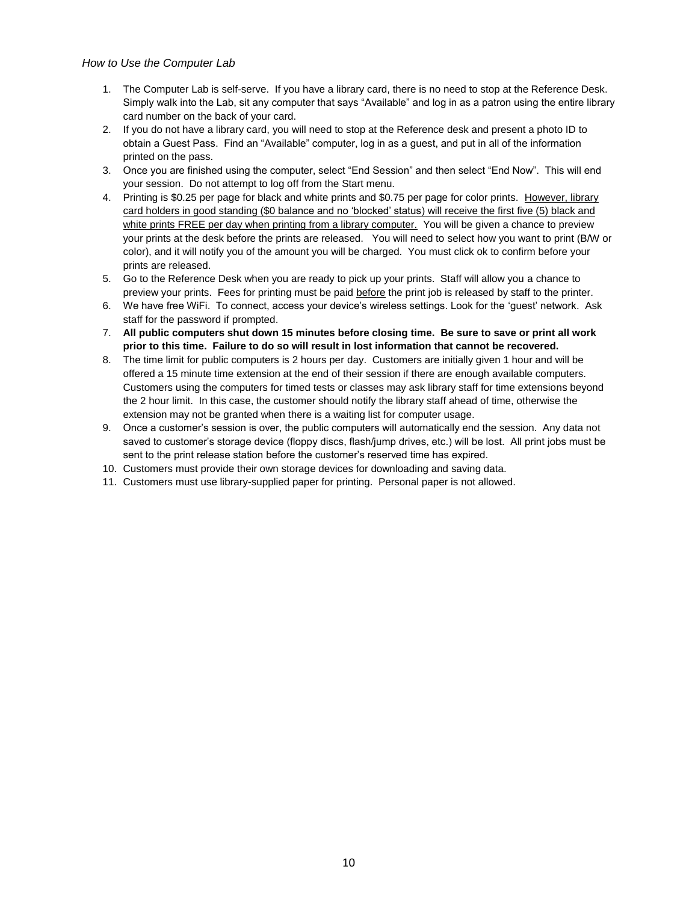*How to Use the Computer Lab*

1. The Computer Lab is self-serve. If you have a library card, there is no need to stop at the Reference Desk. Simply walk into the Lab, sit any computer that says "Available" and log in as a patron using the entire library card number on the back of your card.
2. If you do not have a library card, you will need to stop at the Reference desk and present a photo ID to obtain a Guest Pass. Find an "Available" computer, log in as a guest, and put in all of the information printed on the pass.
3. Once you are finished using the computer, select "End Session" and then select "End Now". This will end your session. Do not attempt to log off from the Start menu.
4. Printing is $0.25 per page for black and white prints and $0.75 per page for color prints. <u>However, library card holders in good standing ($0 balance and no 'blocked' status) will receive the first five (5) black and white prints FREE per day when printing from a library computer.</u> You will be given a chance to preview your prints at the desk before the prints are released. You will need to select how you want to print (B/W or color), and it will notify you of the amount you will be charged. You must click ok to confirm before your prints are released.
5. Go to the Reference Desk when you are ready to pick up your prints. Staff will allow you a chance to preview your prints. Fees for printing must be paid <u>before</u> the print job is released by staff to the printer.
6. We have free WiFi. To connect, access your device's wireless settings. Look for the 'guest' network. Ask staff for the password if prompted.
7. **All public computers shut down 15 minutes before closing time. Be sure to save or print all work prior to this time. Failure to do so will result in lost information that cannot be recovered.**
8. The time limit for public computers is 2 hours per day. Customers are initially given 1 hour and will be offered a 15 minute time extension at the end of their session if there are enough available computers. Customers using the computers for timed tests or classes may ask library staff for time extensions beyond the 2 hour limit. In this case, the customer should notify the library staff ahead of time, otherwise the extension may not be granted when there is a waiting list for computer usage.
9. Once a customer's session is over, the public computers will automatically end the session. Any data not saved to customer's storage device (floppy discs, flash/jump drives, etc.) will be lost. All print jobs must be sent to the print release station before the customer's reserved time has expired.
10. Customers must provide their own storage devices for downloading and saving data.
11. Customers must use library-supplied paper for printing. Personal paper is not allowed.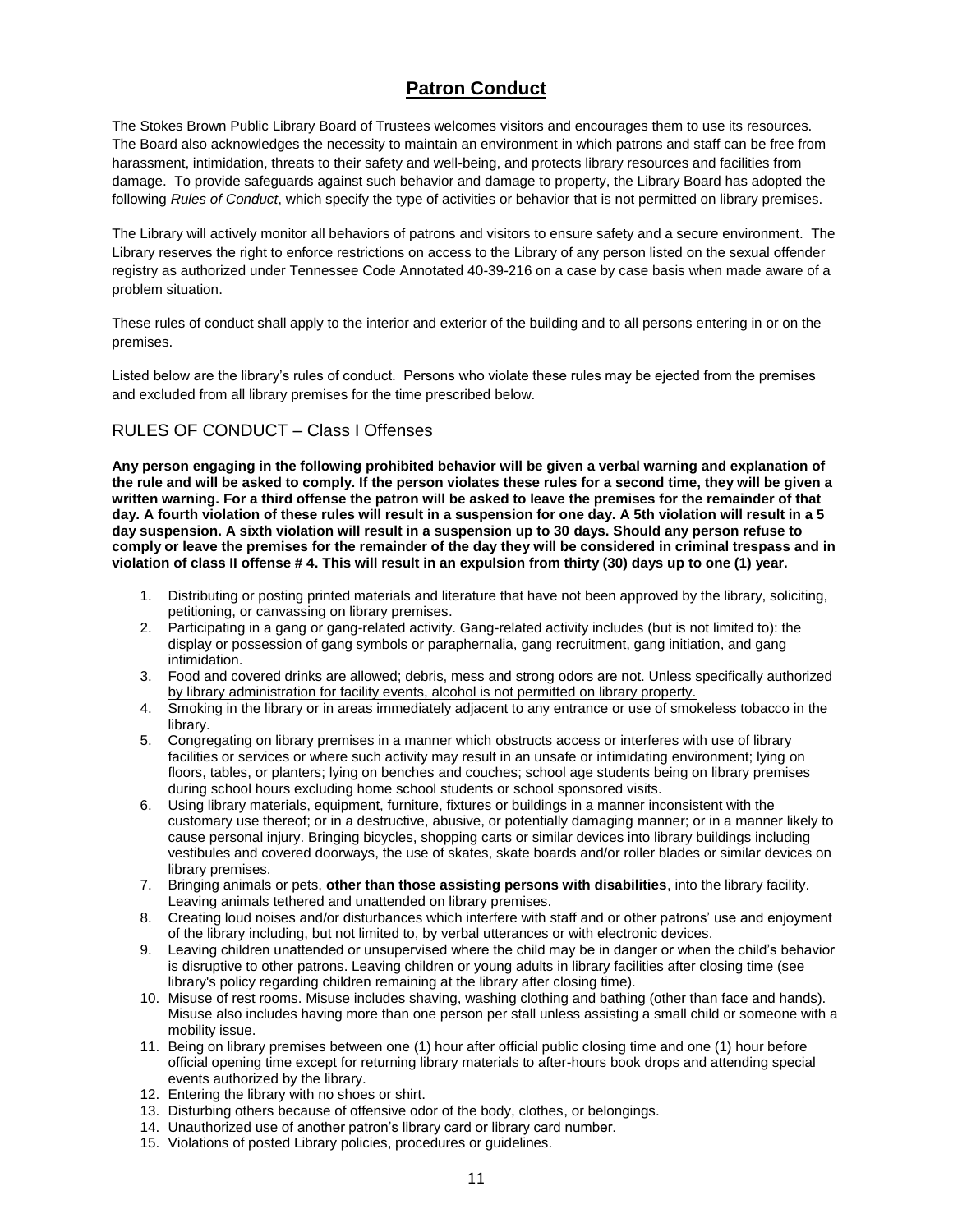# Patron Conduct

The Stokes Brown Public Library Board of Trustees welcomes visitors and encourages them to use its resources. The Board also acknowledges the necessity to maintain an environment in which patrons and staff can be free from harassment, intimidation, threats to their safety and well-being, and protects library resources and facilities from damage. To provide safeguards against such behavior and damage to property, the Library Board has adopted the following *Rules of Conduct*, which specify the type of activities or behavior that is not permitted on library premises.

The Library will actively monitor all behaviors of patrons and visitors to ensure safety and a secure environment. The Library reserves the right to enforce restrictions on access to the Library of any person listed on the sexual offender registry as authorized under Tennessee Code Annotated 40-39-216 on a case by case basis when made aware of a problem situation.

These rules of conduct shall apply to the interior and exterior of the building and to all persons entering in or on the premises.

Listed below are the library's rules of conduct. Persons who violate these rules may be ejected from the premises and excluded from all library premises for the time prescribed below.

## RULES OF CONDUCT – Class I Offenses

**Any person engaging in the following prohibited behavior will be given a verbal warning and explanation of the rule and will be asked to comply. If the person violates these rules for a second time, they will be given a written warning. For a third offense the patron will be asked to leave the premises for the remainder of that day. A fourth violation of these rules will result in a suspension for one day. A 5th violation will result in a 5 day suspension. A sixth violation will result in a suspension up to 30 days. Should any person refuse to comply or leave the premises for the remainder of the day they will be considered in criminal trespass and in violation of class II offense # 4. This will result in an expulsion from thirty (30) days up to one (1) year.**

1. Distributing or posting printed materials and literature that have not been approved by the library, soliciting, petitioning, or canvassing on library premises.
2. Participating in a gang or gang-related activity. Gang-related activity includes (but is not limited to): the display or possession of gang symbols or paraphernalia, gang recruitment, gang initiation, and gang intimidation.
3. <u>Food and covered drinks are allowed; debris, mess and strong odors are not. Unless specifically authorized by library administration for facility events, alcohol is not permitted on library property.</u>
4. Smoking in the library or in areas immediately adjacent to any entrance or use of smokeless tobacco in the library.
5. Congregating on library premises in a manner which obstructs access or interferes with use of library facilities or services or where such activity may result in an unsafe or intimidating environment; lying on floors, tables, or planters; lying on benches and couches; school age students being on library premises during school hours excluding home school students or school sponsored visits.
6. Using library materials, equipment, furniture, fixtures or buildings in a manner inconsistent with the customary use thereof; or in a destructive, abusive, or potentially damaging manner; or in a manner likely to cause personal injury. Bringing bicycles, shopping carts or similar devices into library buildings including vestibules and covered doorways, the use of skates, skate boards and/or roller blades or similar devices on library premises.
7. Bringing animals or pets, **other than those assisting persons with disabilities**, into the library facility. Leaving animals tethered and unattended on library premises.
8. Creating loud noises and/or disturbances which interfere with staff and or other patrons' use and enjoyment of the library including, but not limited to, by verbal utterances or with electronic devices.
9. Leaving children unattended or unsupervised where the child may be in danger or when the child's behavior is disruptive to other patrons. Leaving children or young adults in library facilities after closing time (see library's policy regarding children remaining at the library after closing time).
10. Misuse of rest rooms. Misuse includes shaving, washing clothing and bathing (other than face and hands). Misuse also includes having more than one person per stall unless assisting a small child or someone with a mobility issue.
11. Being on library premises between one (1) hour after official public closing time and one (1) hour before official opening time except for returning library materials to after-hours book drops and attending special events authorized by the library.
12. Entering the library with no shoes or shirt.
13. Disturbing others because of offensive odor of the body, clothes, or belongings.
14. Unauthorized use of another patron's library card or library card number.
15. Violations of posted Library policies, procedures or guidelines.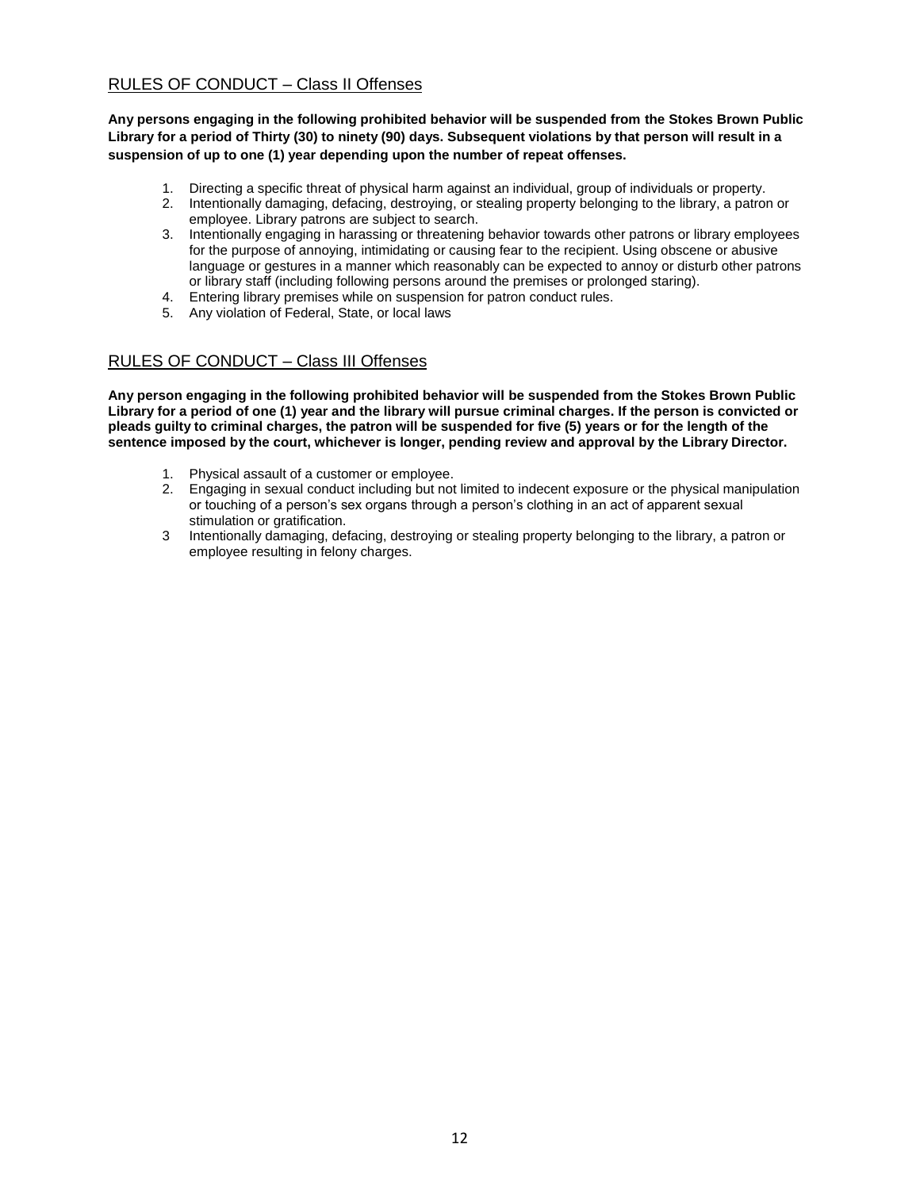## RULES OF CONDUCT – Class II Offenses

**Any persons engaging in the following prohibited behavior will be suspended from the Stokes Brown Public Library for a period of Thirty (30) to ninety (90) days. Subsequent violations by that person will result in a suspension of up to one (1) year depending upon the number of repeat offenses.**

1. Directing a specific threat of physical harm against an individual, group of individuals or property.
2. Intentionally damaging, defacing, destroying, or stealing property belonging to the library, a patron or employee. Library patrons are subject to search.
3. Intentionally engaging in harassing or threatening behavior towards other patrons or library employees for the purpose of annoying, intimidating or causing fear to the recipient. Using obscene or abusive language or gestures in a manner which reasonably can be expected to annoy or disturb other patrons or library staff (including following persons around the premises or prolonged staring).
4. Entering library premises while on suspension for patron conduct rules.
5. Any violation of Federal, State, or local laws

## RULES OF CONDUCT – Class III Offenses

**Any person engaging in the following prohibited behavior will be suspended from the Stokes Brown Public Library for a period of one (1) year and the library will pursue criminal charges. If the person is convicted or pleads guilty to criminal charges, the patron will be suspended for five (5) years or for the length of the sentence imposed by the court, whichever is longer, pending review and approval by the Library Director.**

1. Physical assault of a customer or employee.
2. Engaging in sexual conduct including but not limited to indecent exposure or the physical manipulation or touching of a person's sex organs through a person's clothing in an act of apparent sexual stimulation or gratification.
3. Intentionally damaging, defacing, destroying or stealing property belonging to the library, a patron or employee resulting in felony charges.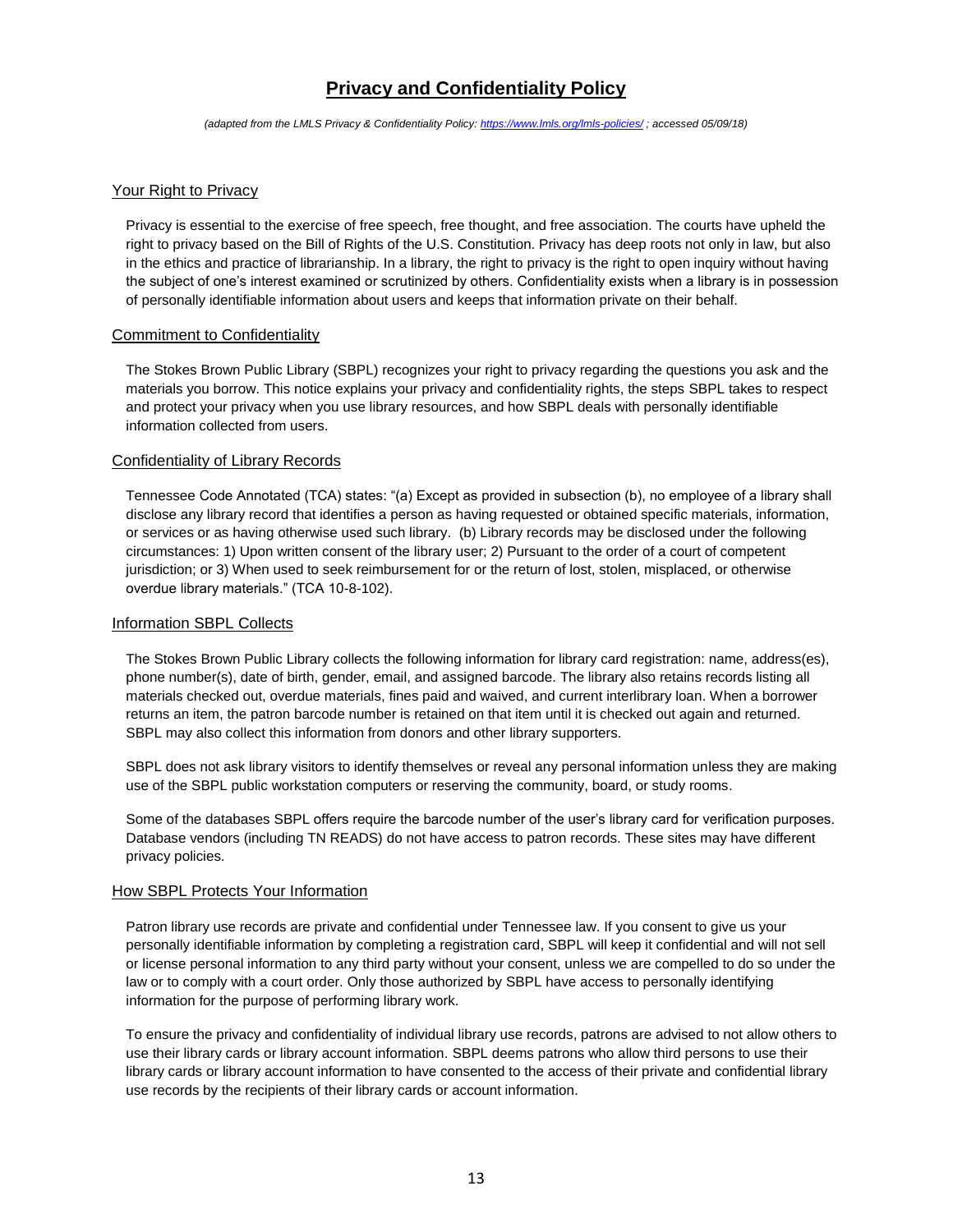# Privacy and Confidentiality Policy

*(adapted from the LMLS Privacy & Confidentiality Policy: https://www.lmls.org/lmls-policies/ ; accessed 05/09/18)*

## Your Right to Privacy

Privacy is essential to the exercise of free speech, free thought, and free association. The courts have upheld the right to privacy based on the Bill of Rights of the U.S. Constitution. Privacy has deep roots not only in law, but also in the ethics and practice of librarianship. In a library, the right to privacy is the right to open inquiry without having the subject of one's interest examined or scrutinized by others. Confidentiality exists when a library is in possession of personally identifiable information about users and keeps that information private on their behalf.

## Commitment to Confidentiality

The Stokes Brown Public Library (SBPL) recognizes your right to privacy regarding the questions you ask and the materials you borrow. This notice explains your privacy and confidentiality rights, the steps SBPL takes to respect and protect your privacy when you use library resources, and how SBPL deals with personally identifiable information collected from users.

## Confidentiality of Library Records

Tennessee Code Annotated (TCA) states: "(a) Except as provided in subsection (b), no employee of a library shall disclose any library record that identifies a person as having requested or obtained specific materials, information, or services or as having otherwise used such library. (b) Library records may be disclosed under the following circumstances: 1) Upon written consent of the library user; 2) Pursuant to the order of a court of competent jurisdiction; or 3) When used to seek reimbursement for or the return of lost, stolen, misplaced, or otherwise overdue library materials." (TCA 10-8-102).

## Information SBPL Collects

The Stokes Brown Public Library collects the following information for library card registration: name, address(es), phone number(s), date of birth, gender, email, and assigned barcode. The library also retains records listing all materials checked out, overdue materials, fines paid and waived, and current interlibrary loan. When a borrower returns an item, the patron barcode number is retained on that item until it is checked out again and returned. SBPL may also collect this information from donors and other library supporters.

SBPL does not ask library visitors to identify themselves or reveal any personal information unless they are making use of the SBPL public workstation computers or reserving the community, board, or study rooms.

Some of the databases SBPL offers require the barcode number of the user's library card for verification purposes. Database vendors (including TN READS) do not have access to patron records. These sites may have different privacy policies.

## How SBPL Protects Your Information

Patron library use records are private and confidential under Tennessee law. If you consent to give us your personally identifiable information by completing a registration card, SBPL will keep it confidential and will not sell or license personal information to any third party without your consent, unless we are compelled to do so under the law or to comply with a court order. Only those authorized by SBPL have access to personally identifying information for the purpose of performing library work.

To ensure the privacy and confidentiality of individual library use records, patrons are advised to not allow others to use their library cards or library account information. SBPL deems patrons who allow third persons to use their library cards or library account information to have consented to the access of their private and confidential library use records by the recipients of their library cards or account information.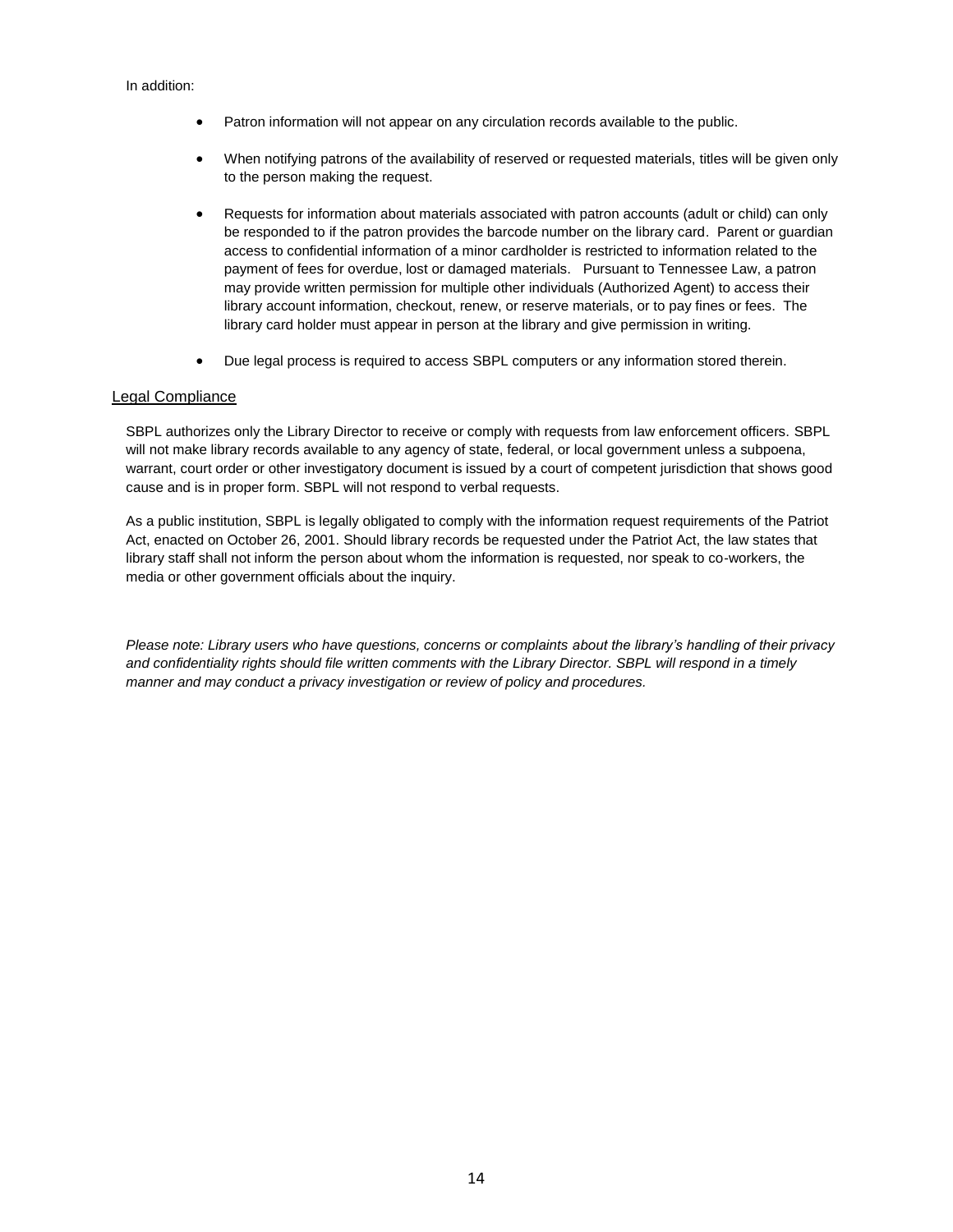In addition:

- Patron information will not appear on any circulation records available to the public.
- When notifying patrons of the availability of reserved or requested materials, titles will be given only to the person making the request.
- Requests for information about materials associated with patron accounts (adult or child) can only be responded to if the patron provides the barcode number on the library card. Parent or guardian access to confidential information of a minor cardholder is restricted to information related to the payment of fees for overdue, lost or damaged materials. Pursuant to Tennessee Law, a patron may provide written permission for multiple other individuals (Authorized Agent) to access their library account information, checkout, renew, or reserve materials, or to pay fines or fees. The library card holder must appear in person at the library and give permission in writing.
- Due legal process is required to access SBPL computers or any information stored therein.

## Legal Compliance

SBPL authorizes only the Library Director to receive or comply with requests from law enforcement officers. SBPL will not make library records available to any agency of state, federal, or local government unless a subpoena, warrant, court order or other investigatory document is issued by a court of competent jurisdiction that shows good cause and is in proper form. SBPL will not respond to verbal requests.

As a public institution, SBPL is legally obligated to comply with the information request requirements of the Patriot Act, enacted on October 26, 2001. Should library records be requested under the Patriot Act, the law states that library staff shall not inform the person about whom the information is requested, nor speak to co-workers, the media or other government officials about the inquiry.

*Please note: Library users who have questions, concerns or complaints about the library's handling of their privacy and confidentiality rights should file written comments with the Library Director. SBPL will respond in a timely manner and may conduct a privacy investigation or review of policy and procedures.*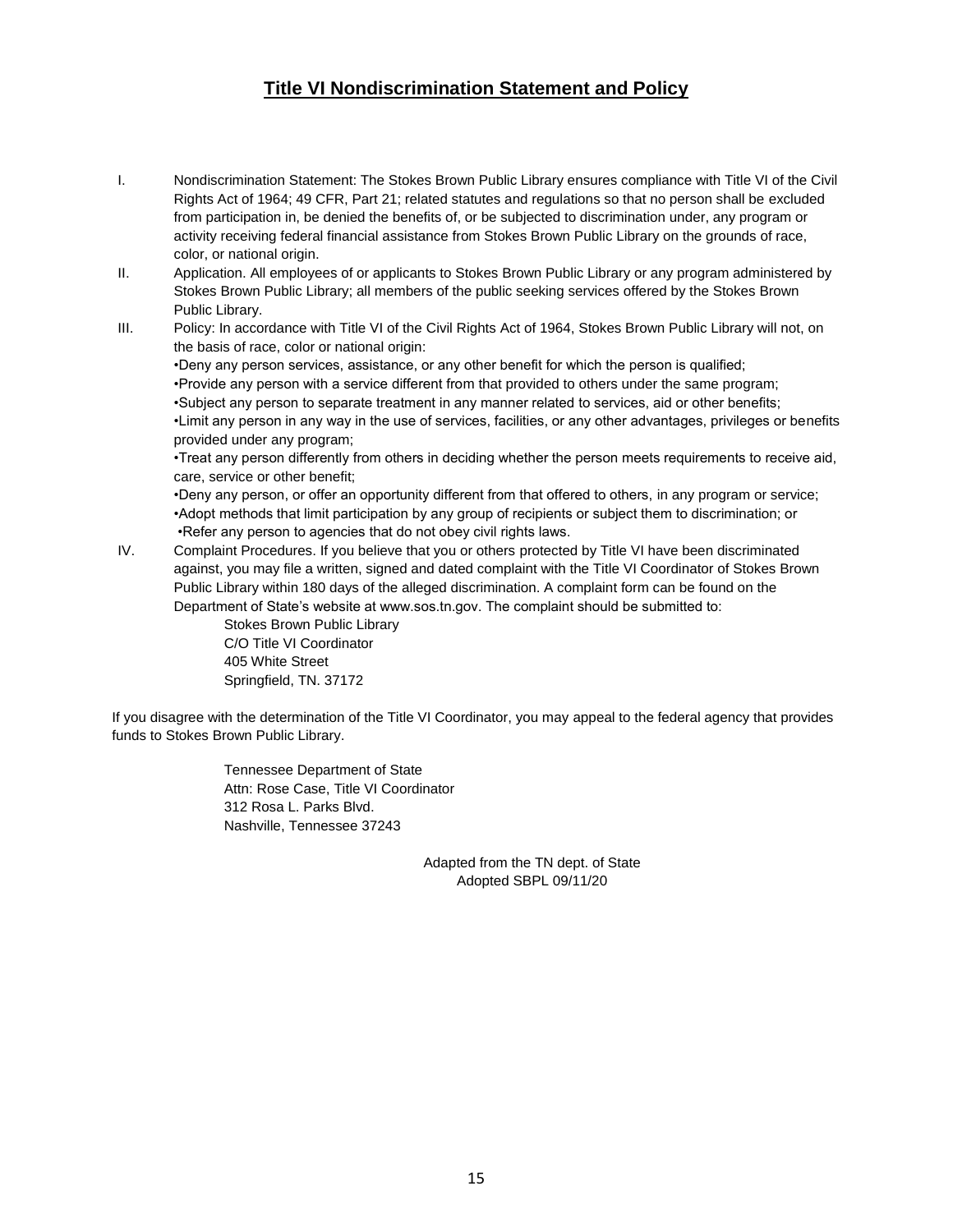# Title VI Nondiscrimination Statement and Policy

I. Nondiscrimination Statement: The Stokes Brown Public Library ensures compliance with Title VI of the Civil Rights Act of 1964; 49 CFR, Part 21; related statutes and regulations so that no person shall be excluded from participation in, be denied the benefits of, or be subjected to discrimination under, any program or activity receiving federal financial assistance from Stokes Brown Public Library on the grounds of race, color, or national origin.

II. Application. All employees of or applicants to Stokes Brown Public Library or any program administered by Stokes Brown Public Library; all members of the public seeking services offered by the Stokes Brown Public Library.

III. Policy: In accordance with Title VI of the Civil Rights Act of 1964, Stokes Brown Public Library will not, on the basis of race, color or national origin:

- Deny any person services, assistance, or any other benefit for which the person is qualified;
- Provide any person with a service different from that provided to others under the same program;
- Subject any person to separate treatment in any manner related to services, aid or other benefits;
- Limit any person in any way in the use of services, facilities, or any other advantages, privileges or benefits provided under any program;
- Treat any person differently from others in deciding whether the person meets requirements to receive aid, care, service or other benefit;
- Deny any person, or offer an opportunity different from that offered to others, in any program or service;
- Adopt methods that limit participation by any group of recipients or subject them to discrimination; or
- Refer any person to agencies that do not obey civil rights laws.

IV. Complaint Procedures. If you believe that you or others protected by Title VI have been discriminated against, you may file a written, signed and dated complaint with the Title VI Coordinator of Stokes Brown Public Library within 180 days of the alleged discrimination. A complaint form can be found on the Department of State's website at www.sos.tn.gov. The complaint should be submitted to:

Stokes Brown Public Library
C/O Title VI Coordinator
405 White Street
Springfield, TN. 37172

If you disagree with the determination of the Title VI Coordinator, you may appeal to the federal agency that provides funds to Stokes Brown Public Library.

Tennessee Department of State
Attn: Rose Case, Title VI Coordinator
312 Rosa L. Parks Blvd.
Nashville, Tennessee 37243

Adapted from the TN dept. of State
Adopted SBPL 09/11/20